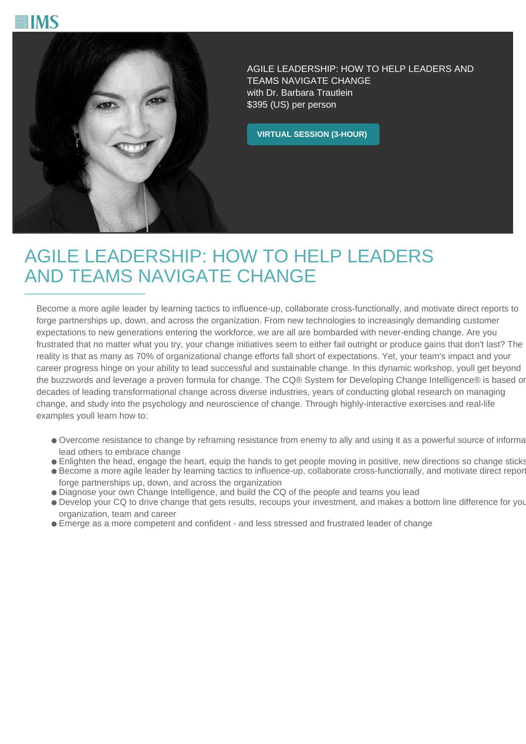IMS

AGILE LEADERSHIP: HOW TO HELP LEADERS AND TEAMS NAVIGATE CHANGE
with Dr. Barbara Trautlein
$395 (US) per person

**VIRTUAL SESSION (3-HOUR)**

# AGILE LEADERSHIP: HOW TO HELP LEADERS AND TEAMS NAVIGATE CHANGE

Become a more agile leader by learning tactics to influence-up, collaborate cross-functionally, and motivate direct reports to forge partnerships up, down, and across the organization. From new technologies to increasingly demanding customer expectations to new generations entering the workforce, we are all are bombarded with never-ending change. Are you frustrated that no matter what you try, your change initiatives seem to either fail outright or produce gains that don't last? The reality is that as many as 70% of organizational change efforts fall short of expectations. Yet, your team's impact and your career progress hinge on your ability to lead successful and sustainable change. In this dynamic workshop, youll get beyond the buzzwords and leverage a proven formula for change. The CQ® System for Developing Change Intelligence® is based on decades of leading transformational change across diverse industries, years of conducting global research on managing change, and study into the psychology and neuroscience of change. Through highly-interactive exercises and real-life examples youll learn how to:

- Overcome resistance to change by reframing resistance from enemy to ally and using it as a powerful source of informa lead others to embrace change
- Enlighten the head, engage the heart, equip the hands to get people moving in positive, new directions so change sticks
- Become a more agile leader by learning tactics to influence-up, collaborate cross-functionally, and motivate direct report forge partnerships up, down, and across the organization
- Diagnose your own Change Intelligence, and build the CQ of the people and teams you lead
- Develop your CQ to drive change that gets results, recoups your investment, and makes a bottom line difference for you organization, team and career
- Emerge as a more competent and confident - and less stressed and frustrated leader of change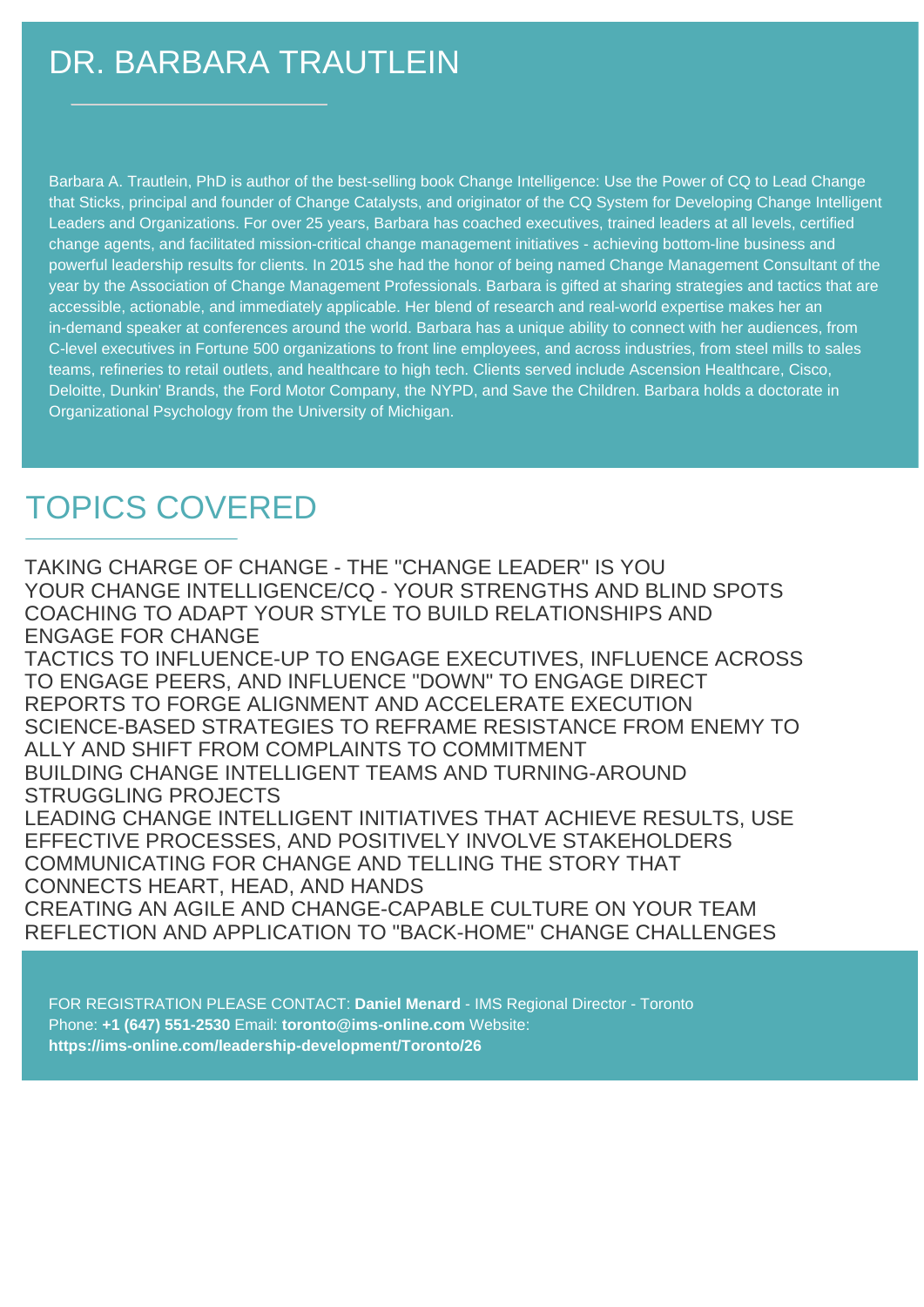# DR. BARBARA TRAUTLEIN

Barbara A. Trautlein, PhD is author of the best-selling book Change Intelligence: Use the Power of CQ to Lead Change that Sticks, principal and founder of Change Catalysts, and originator of the CQ System for Developing Change Intelligent Leaders and Organizations. For over 25 years, Barbara has coached executives, trained leaders at all levels, certified change agents, and facilitated mission-critical change management initiatives - achieving bottom-line business and powerful leadership results for clients. In 2015 she had the honor of being named Change Management Consultant of the year by the Association of Change Management Professionals. Barbara is gifted at sharing strategies and tactics that are accessible, actionable, and immediately applicable. Her blend of research and real-world expertise makes her an in-demand speaker at conferences around the world. Barbara has a unique ability to connect with her audiences, from C-level executives in Fortune 500 organizations to front line employees, and across industries, from steel mills to sales teams, refineries to retail outlets, and healthcare to high tech. Clients served include Ascension Healthcare, Cisco, Deloitte, Dunkin' Brands, the Ford Motor Company, the NYPD, and Save the Children. Barbara holds a doctorate in Organizational Psychology from the University of Michigan.

## TOPICS COVERED

TAKING CHARGE OF CHANGE - THE "CHANGE LEADER" IS YOU
YOUR CHANGE INTELLIGENCE/CQ - YOUR STRENGTHS AND BLIND SPOTS
COACHING TO ADAPT YOUR STYLE TO BUILD RELATIONSHIPS AND ENGAGE FOR CHANGE
TACTICS TO INFLUENCE-UP TO ENGAGE EXECUTIVES, INFLUENCE ACROSS TO ENGAGE PEERS, AND INFLUENCE "DOWN" TO ENGAGE DIRECT REPORTS TO FORGE ALIGNMENT AND ACCELERATE EXECUTION
SCIENCE-BASED STRATEGIES TO REFRAME RESISTANCE FROM ENEMY TO ALLY AND SHIFT FROM COMPLAINTS TO COMMITMENT
BUILDING CHANGE INTELLIGENT TEAMS AND TURNING-AROUND STRUGGLING PROJECTS
LEADING CHANGE INTELLIGENT INITIATIVES THAT ACHIEVE RESULTS, USE EFFECTIVE PROCESSES, AND POSITIVELY INVOLVE STAKEHOLDERS
COMMUNICATING FOR CHANGE AND TELLING THE STORY THAT CONNECTS HEART, HEAD, AND HANDS
CREATING AN AGILE AND CHANGE-CAPABLE CULTURE ON YOUR TEAM
REFLECTION AND APPLICATION TO "BACK-HOME" CHANGE CHALLENGES

FOR REGISTRATION PLEASE CONTACT: **Daniel Menard** - IMS Regional Director - Toronto
Phone: **+1 (647) 551-2530** Email: **toronto@ims-online.com** Website: **https://ims-online.com/leadership-development/Toronto/26**